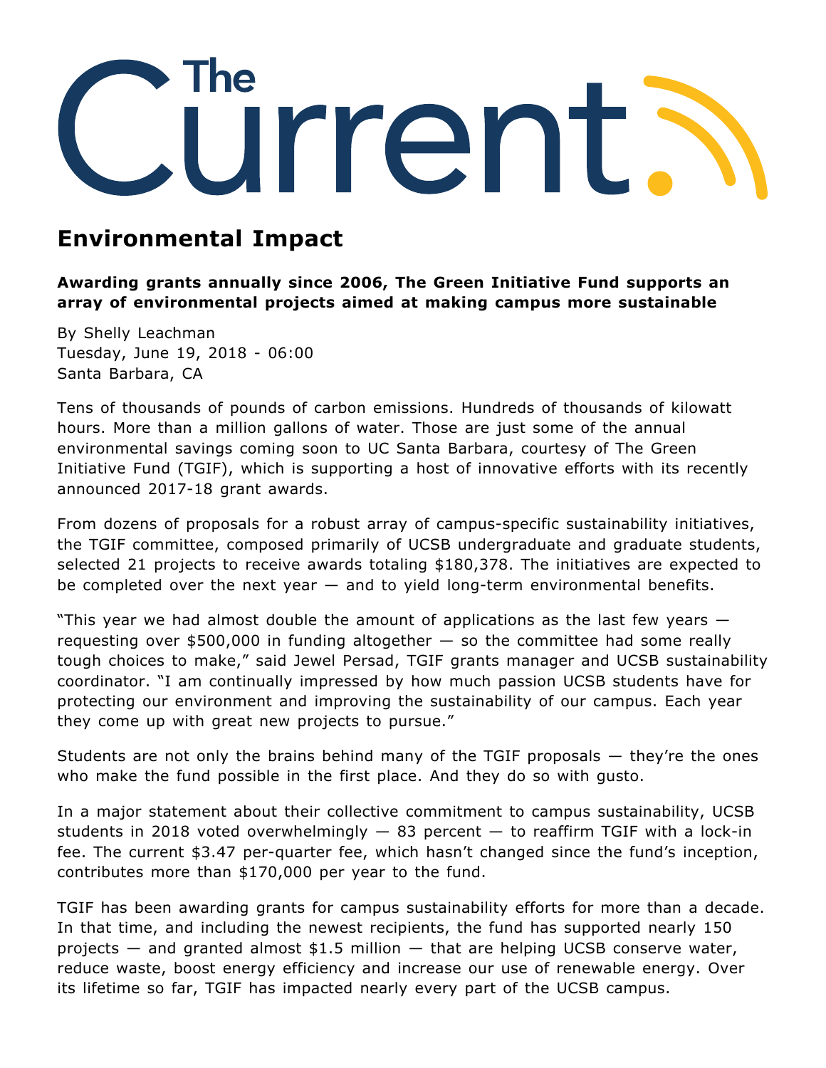# The Current

## Environmental Impact

**Awarding grants annually since 2006, The Green Initiative Fund supports an array of environmental projects aimed at making campus more sustainable**

By Shelly Leachman
Tuesday, June 19, 2018 - 06:00
Santa Barbara, CA

Tens of thousands of pounds of carbon emissions. Hundreds of thousands of kilowatt hours. More than a million gallons of water. Those are just some of the annual environmental savings coming soon to UC Santa Barbara, courtesy of The Green Initiative Fund (TGIF), which is supporting a host of innovative efforts with its recently announced 2017-18 grant awards.

From dozens of proposals for a robust array of campus-specific sustainability initiatives, the TGIF committee, composed primarily of UCSB undergraduate and graduate students, selected 21 projects to receive awards totaling $180,378. The initiatives are expected to be completed over the next year — and to yield long-term environmental benefits.

"This year we had almost double the amount of applications as the last few years — requesting over $500,000 in funding altogether — so the committee had some really tough choices to make," said Jewel Persad, TGIF grants manager and UCSB sustainability coordinator. "I am continually impressed by how much passion UCSB students have for protecting our environment and improving the sustainability of our campus. Each year they come up with great new projects to pursue."

Students are not only the brains behind many of the TGIF proposals — they're the ones who make the fund possible in the first place. And they do so with gusto.

In a major statement about their collective commitment to campus sustainability, UCSB students in 2018 voted overwhelmingly — 83 percent — to reaffirm TGIF with a lock-in fee. The current $3.47 per-quarter fee, which hasn't changed since the fund's inception, contributes more than $170,000 per year to the fund.

TGIF has been awarding grants for campus sustainability efforts for more than a decade. In that time, and including the newest recipients, the fund has supported nearly 150 projects — and granted almost $1.5 million — that are helping UCSB conserve water, reduce waste, boost energy efficiency and increase our use of renewable energy. Over its lifetime so far, TGIF has impacted nearly every part of the UCSB campus.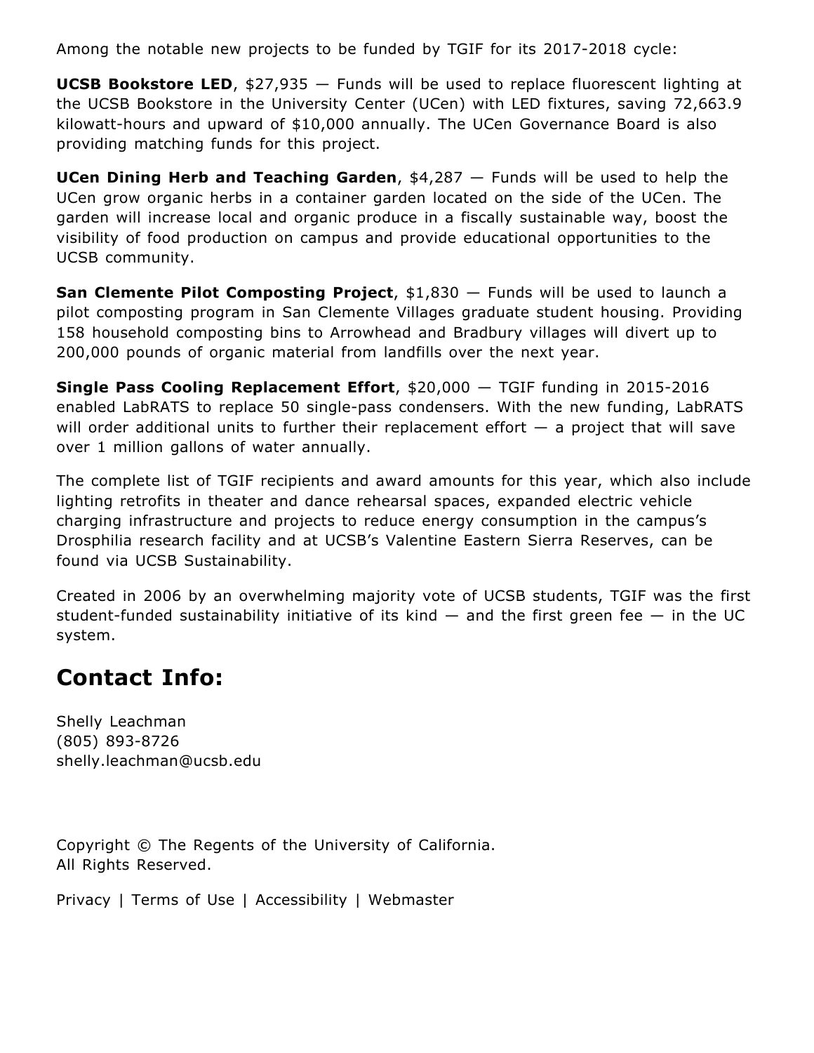Among the notable new projects to be funded by TGIF for its 2017-2018 cycle:

**UCSB Bookstore LED**, $27,935 — Funds will be used to replace fluorescent lighting at the UCSB Bookstore in the University Center (UCen) with LED fixtures, saving 72,663.9 kilowatt-hours and upward of $10,000 annually. The UCen Governance Board is also providing matching funds for this project.

**UCen Dining Herb and Teaching Garden**, $4,287 — Funds will be used to help the UCen grow organic herbs in a container garden located on the side of the UCen. The garden will increase local and organic produce in a fiscally sustainable way, boost the visibility of food production on campus and provide educational opportunities to the UCSB community.

**San Clemente Pilot Composting Project**, $1,830 — Funds will be used to launch a pilot composting program in San Clemente Villages graduate student housing. Providing 158 household composting bins to Arrowhead and Bradbury villages will divert up to 200,000 pounds of organic material from landfills over the next year.

**Single Pass Cooling Replacement Effort**, $20,000 — TGIF funding in 2015-2016 enabled LabRATS to replace 50 single-pass condensers. With the new funding, LabRATS will order additional units to further their replacement effort — a project that will save over 1 million gallons of water annually.

The complete list of TGIF recipients and award amounts for this year, which also include lighting retrofits in theater and dance rehearsal spaces, expanded electric vehicle charging infrastructure and projects to reduce energy consumption in the campus's Drosphilia research facility and at UCSB's Valentine Eastern Sierra Reserves, can be found via UCSB Sustainability.

Created in 2006 by an overwhelming majority vote of UCSB students, TGIF was the first student-funded sustainability initiative of its kind — and the first green fee — in the UC system.

## Contact Info:

Shelly Leachman
(805) 893-8726
shelly.leachman@ucsb.edu

Copyright © The Regents of the University of California.
All Rights Reserved.

Privacy | Terms of Use | Accessibility | Webmaster